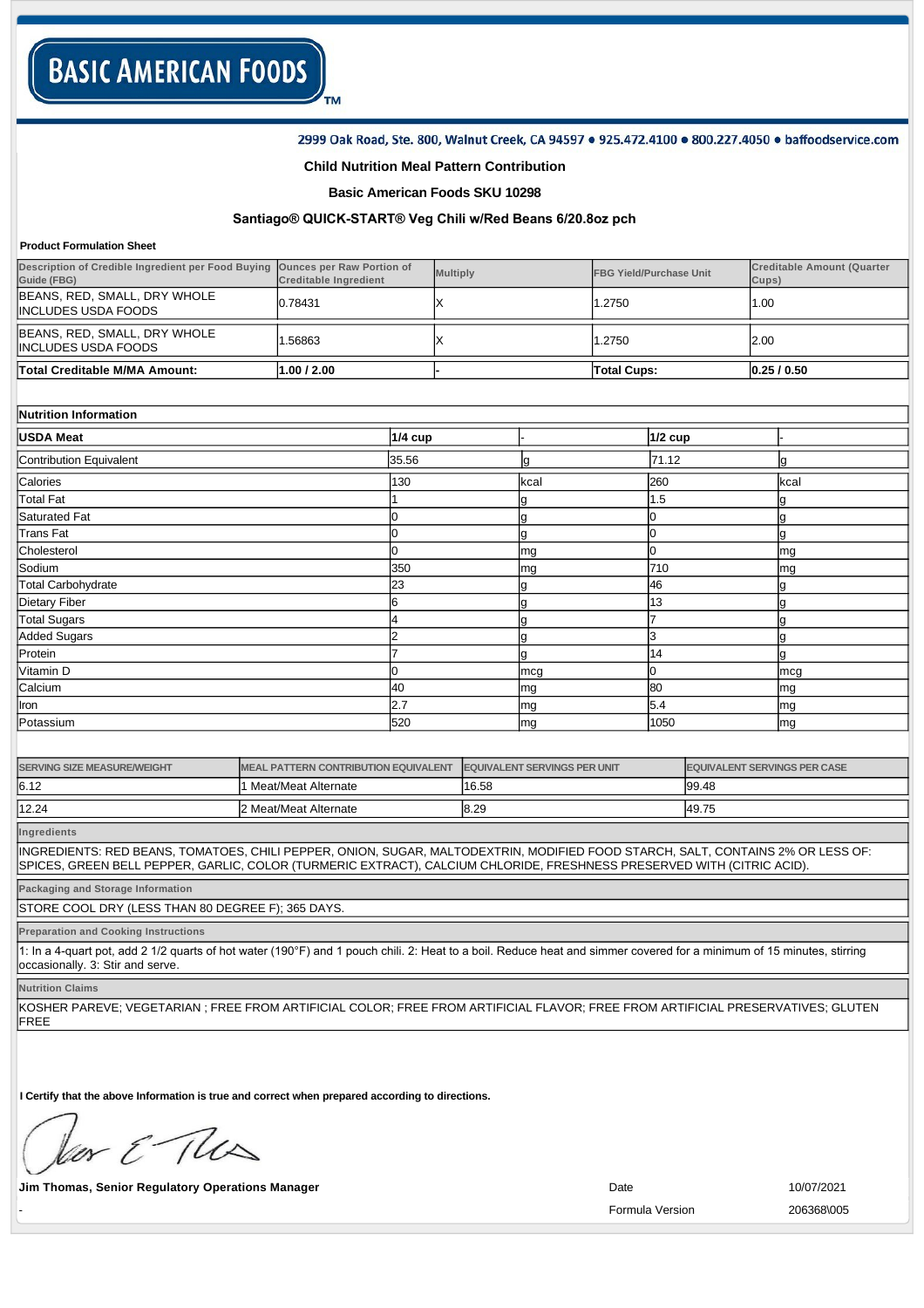# BASIC AMERICAN FOODS

2999 Oak Road, Ste. 800, Walnut Creek, CA 94597 • 925.472.4100 • 800.227.4050 • baffoodservice.com

**Child Nutrition Meal Pattern Contribution**

**Basic American Foods SKU 10298**

**Santiago® QUICK-START® Veg Chili w/Red Beans 6/20.8oz pch**

**Product Formulation Sheet**

| Description of Credible Ingredient per Food Buying Guide (FBG) | Ounces per Raw Portion of Creditable Ingredient | Multiply | FBG Yield/Purchase Unit | Creditable Amount (Quarter Cups) |
|---|---|---|---|---|
| BEANS, RED, SMALL, DRY WHOLE INCLUDES USDA FOODS | 0.78431 | X | 1.2750 | 1.00 |
| BEANS, RED, SMALL, DRY WHOLE INCLUDES USDA FOODS | 1.56863 | X | 1.2750 | 2.00 |
| **Total Creditable M/MA Amount:** | **1.00 / 2.00** | - | **Total Cups:** | **0.25 / 0.50** |

**Nutrition Information**

| **USDA Meat** | **1/4 cup** | - | **1/2 cup** | - |
|---|---|---|---|---|
| Contribution Equivalent | 35.56 | g | 71.12 | g |
| Calories | 130 | kcal | 260 | kcal |
| Total Fat | 1 | g | 1.5 | g |
| Saturated Fat | 0 | g | 0 | g |
| Trans Fat | 0 | g | 0 | g |
| Cholesterol | 0 | mg | 0 | mg |
| Sodium | 350 | mg | 710 | mg |
| Total Carbohydrate | 23 | g | 46 | g |
| Dietary Fiber | 6 | g | 13 | g |
| Total Sugars | 4 | g | 7 | g |
| Added Sugars | 2 | g | 3 | g |
| Protein | 7 | g | 14 | g |
| Vitamin D | 0 | mcg | 0 | mcg |
| Calcium | 40 | mg | 80 | mg |
| Iron | 2.7 | mg | 5.4 | mg |
| Potassium | 520 | mg | 1050 | mg |

| SERVING SIZE MEASURE/WEIGHT | MEAL PATTERN CONTRIBUTION EQUIVALENT | EQUIVALENT SERVINGS PER UNIT | EQUIVALENT SERVINGS PER CASE |
|---|---|---|---|
| 6.12 | 1 Meat/Meat Alternate | 16.58 | 99.48 |
| 12.24 | 2 Meat/Meat Alternate | 8.29 | 49.75 |

**Ingredients**

INGREDIENTS: RED BEANS, TOMATOES, CHILI PEPPER, ONION, SUGAR, MALTODEXTRIN, MODIFIED FOOD STARCH, SALT, CONTAINS 2% OR LESS OF: SPICES, GREEN BELL PEPPER, GARLIC, COLOR (TURMERIC EXTRACT), CALCIUM CHLORIDE, FRESHNESS PRESERVED WITH (CITRIC ACID).

**Packaging and Storage Information**

STORE COOL DRY (LESS THAN 80 DEGREE F); 365 DAYS.

**Preparation and Cooking Instructions**

1: In a 4-quart pot, add 2 1/2 quarts of hot water (190°F) and 1 pouch chili. 2: Heat to a boil. Reduce heat and simmer covered for a minimum of 15 minutes, stirring occasionally. 3: Stir and serve.

**Nutrition Claims**

KOSHER PAREVE; VEGETARIAN ; FREE FROM ARTIFICIAL COLOR; FREE FROM ARTIFICIAL FLAVOR; FREE FROM ARTIFICIAL PRESERVATIVES; GLUTEN FREE

**I Certify that the above Information is true and correct when prepared according to directions.**

**Jim Thomas, Senior Regulatory Operations Manager**

Date: 10/07/2021

Formula Version: 206368\005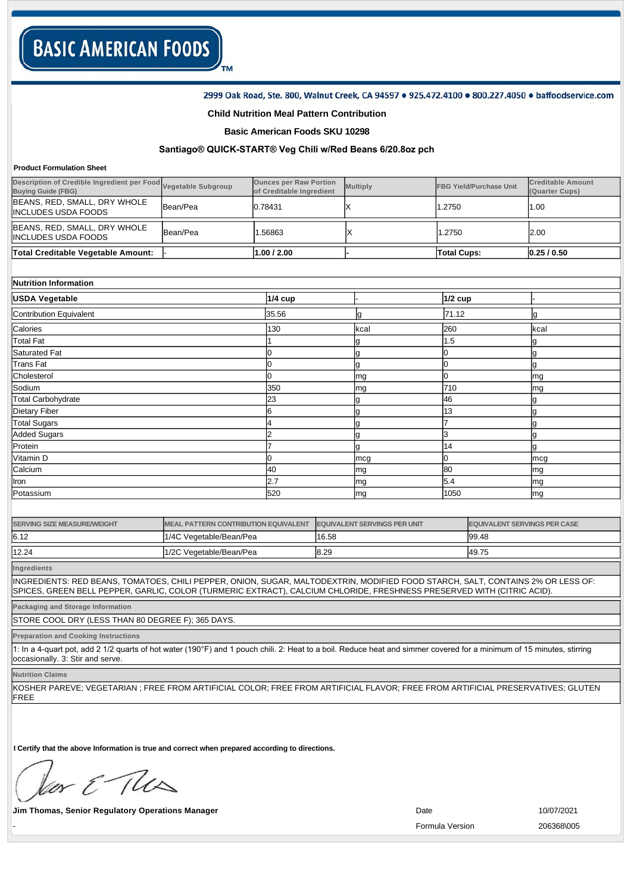BASIC AMERICAN FOODS ™

2999 Oak Road, Ste. 800, Walnut Creek, CA 94597 • 925.472.4100 • 800.227.4050 • baffoodservice.com

## Child Nutrition Meal Pattern Contribution

### Basic American Foods SKU 10298

### Santiago® QUICK-START® Veg Chili w/Red Beans 6/20.8oz pch

**Product Formulation Sheet**

| Description of Credible Ingredient per Food Buying Guide (FBG) | Vegetable Subgroup | Ounces per Raw Portion of Creditable Ingredient | Multiply | FBG Yield/Purchase Unit | Creditable Amount (Quarter Cups) |
|---|---|---|---|---|---|
| BEANS, RED, SMALL, DRY WHOLE INCLUDES USDA FOODS | Bean/Pea | 0.78431 | X | 1.2750 | 1.00 |
| BEANS, RED, SMALL, DRY WHOLE INCLUDES USDA FOODS | Bean/Pea | 1.56863 | X | 1.2750 | 2.00 |
| **Total Creditable Vegetable Amount:** | - | **1.00 / 2.00** | - | **Total Cups:** | **0.25 / 0.50** |

**Nutrition Information**

| USDA Vegetable | 1/4 cup | - | 1/2 cup | - |
|---|---|---|---|---|
| Contribution Equivalent | 35.56 | g | 71.12 | g |
| Calories | 130 | kcal | 260 | kcal |
| Total Fat | 1 | g | 1.5 | g |
| Saturated Fat | 0 | g | 0 | g |
| Trans Fat | 0 | g | 0 | g |
| Cholesterol | 0 | mg | 0 | mg |
| Sodium | 350 | mg | 710 | mg |
| Total Carbohydrate | 23 | g | 46 | g |
| Dietary Fiber | 6 | g | 13 | g |
| Total Sugars | 4 | g | 7 | g |
| Added Sugars | 2 | g | 3 | g |
| Protein | 7 | g | 14 | g |
| Vitamin D | 0 | mcg | 0 | mcg |
| Calcium | 40 | mg | 80 | mg |
| Iron | 2.7 | mg | 5.4 | mg |
| Potassium | 520 | mg | 1050 | mg |

| SERVING SIZE MEASURE/WEIGHT | MEAL PATTERN CONTRIBUTION EQUIVALENT | EQUIVALENT SERVINGS PER UNIT | EQUIVALENT SERVINGS PER CASE |
|---|---|---|---|
| 6.12 | 1/4C Vegetable/Bean/Pea | 16.58 | 99.48 |
| 12.24 | 1/2C Vegetable/Bean/Pea | 8.29 | 49.75 |

**Ingredients**

INGREDIENTS: RED BEANS, TOMATOES, CHILI PEPPER, ONION, SUGAR, MALTODEXTRIN, MODIFIED FOOD STARCH, SALT, CONTAINS 2% OR LESS OF: SPICES, GREEN BELL PEPPER, GARLIC, COLOR (TURMERIC EXTRACT), CALCIUM CHLORIDE, FRESHNESS PRESERVED WITH (CITRIC ACID).

**Packaging and Storage Information**

STORE COOL DRY (LESS THAN 80 DEGREE F); 365 DAYS.

**Preparation and Cooking Instructions**

1: In a 4-quart pot, add 2 1/2 quarts of hot water (190°F) and 1 pouch chili. 2: Heat to a boil. Reduce heat and simmer covered for a minimum of 15 minutes, stirring occasionally. 3: Stir and serve.

**Nutrition Claims**

KOSHER PAREVE; VEGETARIAN ; FREE FROM ARTIFICIAL COLOR; FREE FROM ARTIFICIAL FLAVOR; FREE FROM ARTIFICIAL PRESERVATIVES; GLUTEN FREE

**I Certify that the above Information is true and correct when prepared according to directions.**

**Jim Thomas, Senior Regulatory Operations Manager**

Date 10/07/2021

Formula Version 206368\005